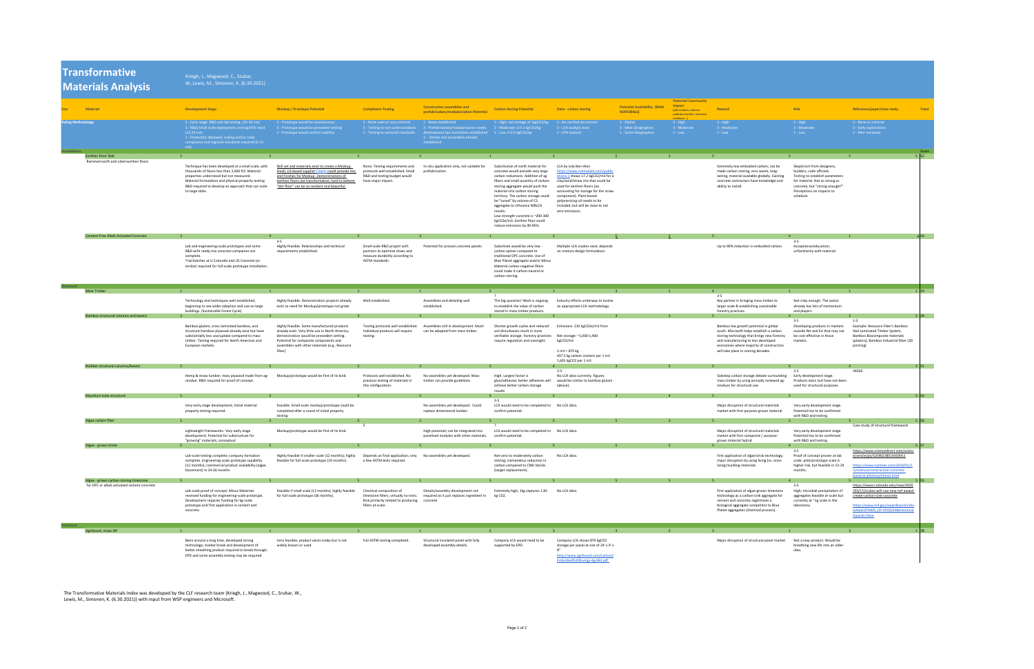# Transformative Materials Analysis

Kriegh, J., Magwood, C., Srubar, W., Lewis, M., Simonen, K. (6.30.2021)

| Use | Material | Development Stage | Mockup / Prototype Potential | Compliance Testing | Construction assemblies and prefabrication/modularization Potential | Carbon Storing Potential | Data - carbon storing | Potential Availability (RAW MATERIALS) | Potential Community Impact (job creation, reduces pollution burden, increases resilience...) | Reward | Risk | Reference/paper/Case study | Total |
|---|---|---|---|---|---|---|---|---|---|---|---|---|---|
| Rating Methodology | | 5 - Early stage: R&D and lab testing. (24-36 mo)<br>3 - R&D/ small scale deployment, testing/EPD req'd (12-24 mo)<br>1 - Product(s) deployed, scaling and/or code compliance and regional standards required (6-12 mo) | 5 - Prototype would be revolutionary<br>3 - Prototype would be precedent-setting<br>1 - Prototype would confirm viability | 5 - None exist or very minimal<br>3 - Testing to non-code standards<br>1 - Testing to some/all standards | 5 - None established<br>3 - Prefabrication/modularization needs development but assemblies established<br>1 - Details and assemblies already established | 5 - High: net storage of 1kgCO2/kg<br>3 - Moderate: 0.5-1 kgCO2/kg<br>1 - Low: 0-0.5 kgCO2/kg | 5 - No verified documents<br>3 - LCA study(s) exist<br>1 - EPD existant | 5 - Global<br>3 - Most Geographies<br>1 - Some Geographies | 5 - High<br>3 - Moderate<br>1 - Low | 5 - High<br>3 - Moderate<br>1 - Low | 5 - High<br>3 - Moderate<br>1 - Low | 5 - None or minimal<br>3 - Early explorations<br>1 - Peer reviewed | |
| Foundations | | | | | | | | | | | | | Score |
| | Earthen floor Slab | 5 | 5 | 5 | 5 | 1 | 3 | 5 | 3 | 5 | 5 | 5 | 52 |
| | Rammed earth and oiled earthen floors | Technique has been developed at a small scale, with thousands of floors less than 2,000 ft2. Material properties understood but not measured. Material formulation and physical property testing R&D required to develop an approach that can scale to large slabs. | Skill set and materials exist to create a Mockup. Small, US-based supplier Claylin could provide mix and finishes for Mockup. Demonstrations of earthen floors are transformative, hard to believe "dirt floor" can be so resilient and beautiful. | None. Testing requirements and protocols well established. Small R&D and testing budget would have major impact. | In-situ application only, not suitable for prefabrication. | Substitution of earth material for concrete would provide very large carbon reductions. Addition of ag fibers and small quantity of carbon-storing aggregate would push the material into carbon storing territory. The carbon storage could be "tuned" by volume of CS aggregate to influence WBLCA results.<br>Low-strength concrete is ~200-300 kgCO2e/m3. Earthen floor could reduce emissions by 90-95%. | LCA by Lola Ben-Alon https://www.natmatlab.com/publications-1 shows 17.2 kgCO2/m3 for a clay/sand/straw mix that could be used for earthen floors (no accounting for storage for the straw component). Plant-based polymerizing oil needs to be included, but will be close to net zero emissions. | | | Extremely low embodied carbon, can be made carbon storing, zero waste, long-lasting, material available globally. Existing concrete contractors have knowledge and ability to install. | Skepticism from designers, builders, code officials. Testing to establish parameters for material. Not as strong as concrete, but "strong enough?" Perceptions on impacts to schedule | | |
| | Cement-Free Alkali-Activated Concrete | 3 | 4 | 5 | 3 | 1 | 3 | 5 | 5 | 5 | 4 | 1 | 43 |
| | | Lab and engineering-scale prototypes and some R&D with ready-mix concrete companies are complete.<br>Trial batches at U Colorado and US Concrete (or similar) required for full-scale prototype installation. | 3-5<br>Highly feasible. Relationships and technical requirements established. | Small-scale R&D project with partners to optimize mixes and measure durability according to ASTM standards. | Potential for precast concrete panels. | Substitute would be very low-carbon option compared to traditional OPC concrete. Use of Blue Planet aggregate and/or Minus Material carbon-negative fillers could make it carbon-neutral or carbon-storing. | Multiple LCA studies exist; depends on mixture design formulation. | | | Up to 90% reduction in embodied carbon. | 3-5<br>Acceptance/education; unfamiliarity with material. | | |
| Structural | | | | | | | | | | | | | |
| | Mass Timber | 1 | 1 | 1 | 1 | 3 | 1 | 3 | 1 | 4 | 1 | 1 | 19 |
| | | Technology and techniques well established, beginning to see wider adoption and use on large buildings. (Sustainable Forest Cycle) | Highly feasible. Demonstration projects already exist so need for Mockup/prototype not great. | Well established. | Assemblies and detailing well established. | ?<br>The big question! Work is ongoing to establish the value of carbon stored in mass timber products. | Industry efforts underway to evolve an appropriate LCA methodology | | | 3-5<br>Key partner in bringing mass timber to larger scale & establishing sustainable forestry practices. | Not risky enough. The sector already has lots of momentum and players. | | |
| | Bamboo structural columns and beams | 3 | 3 | 3 | 3 | 3 | 3 | 3 | 5 | 4 | 2 | 2 | 39 |
| | | Bamboo glulam, cross laminated bamboo, and structural bamboo plywood already exist but have substantially less use/uptake compared to mass timber. Testing required for North American and European markets. | Highly feasible. Some manufactured products already exist. Very little use in North America, demonstration would be precedent setting. Potential for composite components and assemblies with other materials (e.g., Resource Fiber) | Testing protocols well established. Individual products will require testing. | Assemblies still in development. Much can be adopted from mass timber. | Shorter growth cycles and reduced soil disturbance result in more verifiable storage. Forestry practices require regulation and oversight. | Emissions: 210 kgCO2e/m3 from<br><br>Net storage: ~1,000-1,400 kgCO2/m3<br><br>1 m3 = 875 kg<br>437.5 kg carbon content per 1 m3<br>1,605 kgCO2 per 1 m3 | | | Bamboo has growth potential in global south. Microsoft helps establish a carbon storing technology that brings new forestry and manufacturing to less developed economies where majority of construction will take place in coming decades. | 3-5<br>Developing products in markets outside NA and EU that may not be cost-effective in those markets. | 1-3<br>Example: Resource Fiber's Bamboo Nail Laminated Timber System, Bamboo Biocomposite materials (plastics), Bamboo Industrial Fiber (3D printing) | |
| | Biofiber structural columns/beams | 5 | 5 | 5 | 3 | 5 | 4 | 3 | 5 | 5 | 4 | 4 | 51 |
| | | Hemp & straw lumber; mass plywood made from ag-residue. R&D required for proof of concept. | Mockup/prototype would be first of its kind. | Protocols well established. No previous testing of materials in this configuration. | No assemblies yet developed. Mass timber can provide guidelines | High. Largest factor is glue/adhesive; better adhesives will achieve better carbon storage results | 3-5<br>No LCA data currently. Figures would be similar to bamboo glulam (above). | | | Sidestep carbon storage debate surrounding mass timber by using annually renewed ag-residues for structural use. | 3-5<br>Early development stage. Products exist, but have not been used for structural purposes. | -M260 | |
| | Mycelium tube structural | 5 | 5 | 5 | 5 | 3 | 5 | 5 | 4 | 5 | 5 | 5 | 54 |
| | | Very early stage development; initial material property testing required. | Feasible. Small-scale mockup/prototype could be completed after a round of initial property testing. | | No assemblies yet developed. Could replace dimensional lumber. | 3-5<br>LCA would need to be completed to confirm potential. | No LCA data. | | | Major disruption of structural materials market with first purpose-grown material | Very early development stage. Potential has to be confirmed with R&D and testing. | | |
| | Algae carbon fiber | 5 | 5 | 5 | 5 | 3 | 5 | 5 | 3 | 5 | 5 | 5 | 56 |
| | | Lightweight frameworks- Very early stage development; Potential for substructure for "growing" materials, conceptual | Mockup/prototype would be first of its kind. | 5 | High potential; can be integrated into panelized modules with other materials. | ?<br>LCA would need to be completed to confirm potential. | No LCA data. | | | Major disruption of structural materials market with first composite / purpose-grown material hybrid | Very early development stage. Potential has to be confirmed with R&D and testing. | Case study of structural framework | |
| | Algae - grown bricks | 5 | 5 | 5 | 5 | 3 | 5 | 5 | 5 | 5 | 4 | 5 | 57 |
| | | Lab-scale testing complete; company formation complete. Engineering-scale prototype capability (12 months); commercial product availability (algae basement) in 24-36 months. | Highly feasible if smaller scale (12 months); highly feasible for full-scale prototype (24 months). | Depends on final application; only a few ASTM tests required. | No assemblies yet developed. | Net-zero to moderately carbon storing; tremendous reduction in carbon compared to CMU blocks (target replacement). | No LCA data. | | | First application of algae brick technology; major disruption by using living (vs. once-living) building materials. | 3-5<br>Proof of concept proven at lab scale; pilot/prototype scale is higher risk, but feasible in 12-24 months. | https://www.sciencedirect.com/science/article/pii/S2590238519300911<br><br>https://www.nytimes.com/2020/01/15/science/construction-concrete-bacteria-photosynthesis.html | |
| | Algae - grown carbon-storing limestone | 5 | 5 | 5 | 1 | 5 | 5 | 5 | 5 | 5 | 4 | 5 | 55 |
| | for OPC or alkali-activated cement concrete | Lab-scale proof of concept; Minus Materials received funding for engineering-scale prototype. Development requires funding for kg-scale prototype and first application in cement and concrete. | Feasible if small scale (12 months); highly feasible for full-scale prototype (36 months). | Chemical composition of limestone fillers; virtually no tests. Risk primarily related to producing fillers at-scale. | Details/assembly development not required as it just replaces ingredient in concrete | Extremely high; 1kg captures 1.83 kg CO2. | No LCA data. | | | First application of algae-grown limestone technology as a carbon-sink aggregate for cement and concrete; legitimizes a biological aggregate competitor to Blue Planet aggregates (chemical process). | 3-5<br>High; microbial precipitation of aggregates feasible at-scale but currently at ~1g scale in the laboratory | https://www.colorado.edu/ceae/2020/03/17/srubar-will-use-new-nsf-award-create-carbon-sink-concrete<br><br>https://www.nsf.gov/awardsearch/showAward?AWD_ID=1941554&HistoricalAwards=false | |
| Enclosure | | | | | | | | | | | | | |
| | Agriboard, straw SIP | 1 | 1 | 1 | 1 | 5 | 3 | 3 | 5 | 3 | 1 | 3 | 28 |
| | | Been around a long time, developed strong technology; market break and development of better sheathing product required to break through; EPD and some assembly testing may be required | Very feasible, product exists today but is not widely known or used. | Full ASTM testing completed. | Structural insulated panel with fully developed assembly details. | Company LCA would need to be supported by EPD. | Company LCA shows 870 kgCO2 storage per panel at size of 24' x 8' x 8"<br>http://www.agriboard.com/carbon/Embodied%20Energy-AgriBd.pdf | | | Major disruption of structural panel market. | Not a new product. Would be breathing new life into an older idea. | | |

The Transformative Materials Index was developed by the CLF research team (Kriegh, J., Magwood, C., Srubar, W., Lewis, M., Simonen, K. (6.30.2021)) with input from WSP engineers and Microsoft.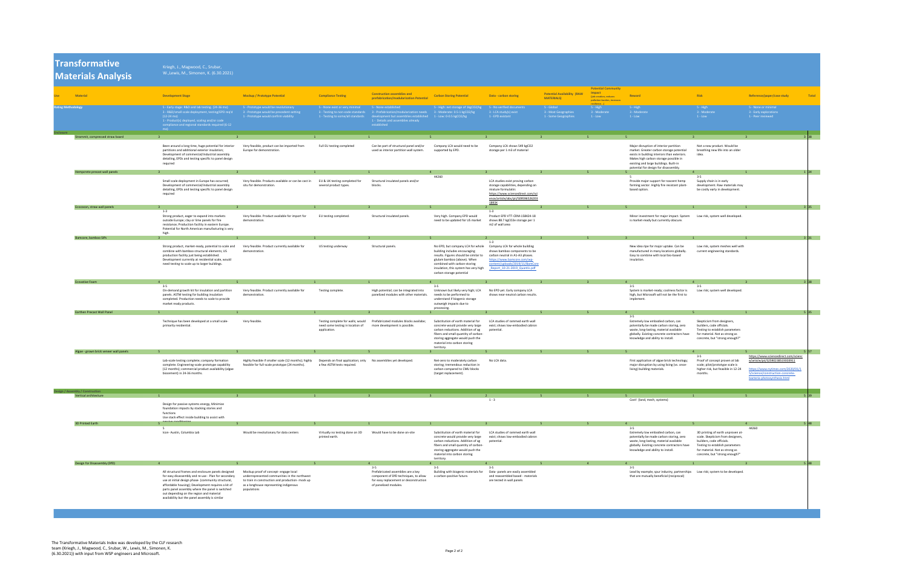# Transformative Materials Analysis

Kriegh, J., Magwood, C., Srubar, W.,Lewis, M., Simonen, K. (6.30.2021)

| Use | Material | Development Stage | Mockup / Prototype Potential | Compliance Testing | Construction assemblies and prefabrication/modularization Potential | Carbon Storing Potential | Data - carbon storing | Potential Availability (RAW MATERIALS) | Potential Community Impact (job creation, reduces pollution burden, increases resilience...) | Reward | Risk | Reference/paper/Case study | | Total |
|---|---|---|---|---|---|---|---|---|---|---|---|---|---|---|
| Rating Methodology | | 5 - Early stage: R&D and lab testing. (24-36 mo) 3 - R&D/small scale deployment, testing/EPD req'd (12-24 mo) 1 - Product(s) deployed, scaling and/or code compliance and regional standards required (6-12 mo) | 5 - Prototype would be revolutionary 3 - Prototype would be precedent-setting 1 - Prototype would confirm viability | 5 - None exist or very minimal 3 - Testing to non-code standards 1 - Testing to some/all standards | 5 - None established 3 - Prefabrication/modularization needs development but assemblies established 1 - Details and assemblies already established | 5 - High: net storage of 1kgCO2/kg 3 - Moderate: 0.5-1 kgCO2/kg 1 - Low: 0-0.5 kgCO2/kg | 5 - No verified documents 3 - LCA study(s) exist 1 - EPD existent | 5 - Global 3 - Most Geographies 1 - Some Geographies | 5 - High 3 - Moderate 1 - Low | 5 - High 3 - Moderate 1 - Low | 5 - High 3 - Moderate 1 - Low | 5 - None or minimal 3 - Early explorations 1 - Peer reviewed | | |
| Enclosure | | | | | | | | | | | | | | |
| | Strammit, compressed straw board | 3 | 3 | 1 | 1 | 5 | 3 | 3 | 5 | 5 | 3 | 3 | 3 | 38 |
| | | Been around a long time, huge potential for interior partitions and additional exterior insulation; Development of commercial/industrial assembly detailing, EPDs and testing specific to panel design required | Very feasible, product can be imported from Europe for demonstration. | Full EU testing completed | Can be part of structural panel and/or used as interior partition wall system. | Company LCA would need to be supported by EPD. | Company LCA shows 549 kgCO2 storage per 1 m3 of material | | | Major disruption of interior partition market. Greater carbon storage potential exists in building interiors than exteriors. Makes high carbon storage possible in existing and large buildings. Built-in potential for design for disassembly. | Not a new product. Would be breathing new life into an older idea. | | | |
| | Hempcrete precast wall panels | 3 | 3 | 1 | 1 | 4 | 3 | 3 | 5 | 5 | 4 | 1 | 1 | 34 |
| | | Small scale deployment in Europe has occurred; Development of commercial/industrial assembly detailing, EPDs and testing specific to panel design required | Very feasible. Products available or can be cast in situ for demonstration. | EU & UK testing completed for several product types. | Structural insulated panels and/or blocks. | -M260 | LCA studies exist proving carbon storage capabilities, depending on mixture formulatin: https://www.sciencedirect.com/science/article/abs/pii/S09596526201893X | | | 5 Provide major support for nascent hemp farming sector. Highly fire resistant plant-based option. | 3-5 Supply chain is in early development. Raw materials may be costly early in development. | | | |
| | Ecococon, straw wall panels | 3 | 3 | 1 | 3 | 5 | 2 | 3 | 5 | 5 | 1 | 1 | 3 | 35 |
| | | 1-2 Strong product, eager to expand into markets outside Europe; clay or lime panels for fire resistance; Production facility in eastern Europe. Potential for North American manufacturing is very high. | Very feasible. Product available for import for demonstration. | EU testing completed. | Structural insulated panels. | Very high. Company EPD would need to be updated for US market | 1-3 Product EPD VTT-CRM-158824-18 shows 88.7 kgCO2e storage per 1 m2 of wall area | | | Minor investment for major impact. System is market-ready but currently obscure. | Low risk, system well developed. | | | |
| | Bamcore, bamboo SIPs | 3 | 1 | 1 | 3 | 5 | 2 | 3 | 5 | 3 | 1 | 1 | 3 | 31 |
| | | Strong product, market-ready, potential to scale and combine with bamboo structural elements; US production facility just being established. Development currently at residential scale, would need testing to scale up to larger buildings. | Very feasible. Product currently available for demonstration. | US testing underway | Structural panels. | No EPD, but company LCA for whole building includes encouraging results. Figures should be similar to glulam bamboo (above). When combined with carbon-storing insulation, this system has very high carbon storage potential | 1-3 Company LCA for whole building shows bamboo components to be carbon neutral in A1-A3 phases https://www.bamcore.com/wp-content/uploads/2019/11/BamCore_Report_10-21-2019_Quantis.pdf | | | New idea ripe for major uptake. Can be manufactured in many locations globally. Easy to combine with local bio-based insulation. | Low risk, system meshes well with current engineering standards. | | | |
| | Ecovative Foam | 4 | 5 | 1 | 1 | 4 | 3 | 3 | 3 | 4 | 4 | 3 | 3 | 38 |
| | | 3-5 On-demand growth kit for insulation and partition panels. ASTM testing for building insulation completed. Production needs to scale to provide market ready products. | Very feasible. Product currently available for demonstration. | Testing complete. | High potential; can be integrated into panelized modules with other materials. | 3-5 Unknown but likely very high; LCA needs to be performed to understand if biogenic storage outweigh impacts due to processing. | No EPD yet. Early company LCA shows near-neutral carbon results. | | | 3-5 System is market-ready; coolness factor is high, but Microsoft will not be the first to implement. | 3-5 Low risk; system well developed. | | | |
| | Earthen Precast Wall Panel | 1 | 3 | 1 | 3 | 3 | 2 | 5 | 5 | 4 | 5 | 1 | 5 | 35 |
| | | Technique has been developed at a small scale primarily residential. | Very feasible. | Testing complete for walls; would need some testing in location of application. | Prefabricated modules blocks availabe; more development is possible. | Substitution of earth material for concrete would provide very large carbon reductions. Addition of ag fibers and small quantity of carbon-storing aggregate would push the material into carbon storing territory. | LCA studies of rammed earth wall exist; shows low-embodied cabron potential. | | | 3-5 Extremely low embodied carbon, can potentially be made carbon storing, zero waste, long-lasting, material available globally. Existing concrete contractors have knowledge and ability to install. | Skepticism from designers, builders, code officials. Testing to establish parameters for material. Not as strong as concrete, but "strong enough?" | | | |
| | Algae - grown brick veneer wall panels | 5 | 5 | 5 | 5 | 3 | 5 | 5 | 5 | 4 | 5 | 5 | 5 | 57 |
| | | Lab-scale testing complete; company formation complete. Engineering-scale prototype capability (12 months); commercial product availability (algae biocement) in 24-36 months. | Highly feasible if smaller scale (12 months); highly feasible for full-scale prototype (24 months). | Depends on final application; only a few ASTM tests required. | No assemblies yet developed. | Net-zero to moderately carbon storing; tremendous reduction in carbon compared to CMU blocks (target replacement). | No LCA data. | | | First application of algae brick technology; major disruption by using living (vs. once-living) building materials. | 3-5 Proof of concept proven at lab scale; pilot/prototype scale is higher risk, but feasible in 12-24 months. | https://www.sciencedirect.com/science/article/pii/S2590238519303911 https://www.nytimes.com/2020/01/15/science/construction-concrete-bacteria-photosynthesis.html | | |
| Design / Assembly / Construction | | | | | | | | | | | | | | |
| | Vertical architecture | 1 | 3 | 1 | 3 | 3 | 2 | 5 | 5 | 5 | 1 | 5 | 5 | 39 |
| | | Design for passive systems energy, Minimize foundation impacts by stacking stories and functions Use stack effect inside building to assist with passive conditioning | | | | | 1 - 3 | | | Cost! (land, mech, systems) | | | | |
| | 3D Printed Earth | 5 | 5 | 5 | 1 | 1 | 3 | 5 | 5 | 4 | 5 | 4 | 5 | 48 |
| | | 5 Icon- Austin, Columbia Lab | Would be revolutionary for data centers | Virtually no testing done on 3D printed earth. | Would have to be done on-site | Substitution of earth material for concrete would provide very large carbon reductions. Addition of ag fibers and small quantity of carbon-storing aggregate would push the material into carbon storing territory. | LCA studies of rammed earth wall exist; shows low-embodied cabron potential. | | | 3-5 Extremely low embodied carbon, can potentially be made carbon storing, zero waste, long-lasting, material available globally. Existing concrete contractors have knowledge and ability to install. | 3D printing of earth unproven at-scale. Skepticism from designers, builders, code officials. Testing to establish parameters for material. Not as strong as concrete, but "strong enough?" | -M260 | | |
| | Design for Disassembly (DfD) | 4 | 5 | 5 | 4 | 4 | 4 | 5 | 4 | 4 | 1 | 3 | 5 | 48 |
| | | All structural frames and enclosure panels designed for easy disassembly and re-use - Plan for secondary use at initial design phase- (community structural, affordable housing); Development requires a kit of parts panel assembly where the panel is switched out depending on the region and material availability but the panel assembly is similar | Mockup proof of concept- engage local underrepresented communities in the northwest to train in construction and production- mock up as a longhouse representing indigenous populations | | 3-5 Prefabricated assemblies are a key component of DfD techniques, to allow for easy replacement or deconstruction of panelized modules. | 3-5 Building with biogenic materials for a carbon-positive future. | 3-5 Data- panels are easily assembled and reassembled based - materials are tested in wall panels | | | 3-5 Lead by example, spur industry, partnerships that are mutually beneficial (reciprocal) | Low risk; system to be developed. | | | |

The Transformative Materials Index was developed by the CLF research team (Kriegh, J., Magwood, C., Srubar, W., Lewis, M., Simonen, K. (6.30.2021)) with input from WSP engineers and Microsoft.